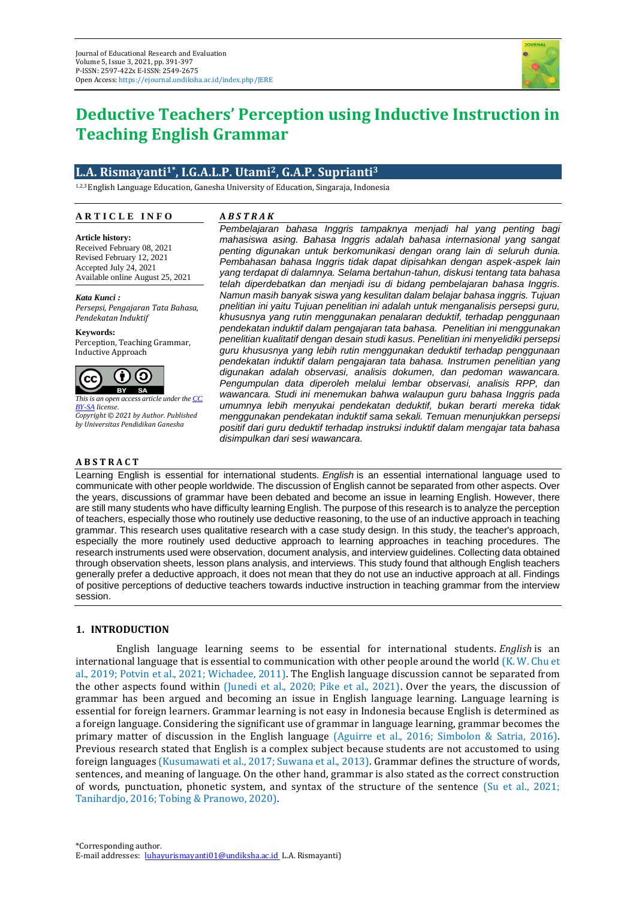# Deductive Teachers' Perception using Inductive Instruction in Teaching English Grammar

**L.A. Rismayanti[1*], I.G.A.L.P. Utami[2], G.A.P. Suprianti[3]**

[1,2,3] English Language Education, Ganesha University of Education, Singaraja, Indonesia

**ARTICLE INFO**

**Article history:**
Received February 08, 2021
Revised February 12, 2021
Accepted July 24, 2021
Available online August 25, 2021

***Kata Kunci :***
*Persepsi, Pengajaran Tata Bahasa, Pendekatan Induktif*

**Keywords:**
Perception, Teaching Grammar, Inductive Approach

*This is an open access article under the CC BY-SA license.*
*Copyright © 2021 by Author. Published by Universitas Pendidikan Ganesha*

***ABSTRAK***

*Pembelajaran bahasa Inggris tampaknya menjadi hal yang penting bagi mahasiswa asing. Bahasa Inggris adalah bahasa internasional yang sangat penting digunakan untuk berkomunikasi dengan orang lain di seluruh dunia. Pembahasan bahasa Inggris tidak dapat dipisahkan dengan aspek-aspek lain yang terdapat di dalamnya. Selama bertahun-tahun, diskusi tentang tata bahasa telah diperdebatkan dan menjadi isu di bidang pembelajaran bahasa Inggris. Namun masih banyak siswa yang kesulitan dalam belajar bahasa inggris. Tujuan pnelitian ini yaitu Tujuan penelitian ini adalah untuk menganalisis persepsi guru, khususnya yang rutin menggunakan penalaran deduktif, terhadap penggunaan pendekatan induktif dalam pengajaran tata bahasa. Penelitian ini menggunakan penelitian kualitatif dengan desain studi kasus. Penelitian ini menyelidiki persepsi guru khususnya yang lebih rutin menggunakan deduktif terhadap penggunaan pendekatan induktif dalam pengajaran tata bahasa. Instrumen penelitian yang digunakan adalah observasi, analisis dokumen, dan pedoman wawancara. Pengumpulan data diperoleh melalui lembar observasi, analisis RPP, dan wawancara. Studi ini menemukan bahwa walaupun guru bahasa Inggris pada umumnya lebih menyukai pendekatan deduktif, bukan berarti mereka tidak menggunakan pendekatan induktif sama sekali. Temuan menunjukkan persepsi positif dari guru deduktif terhadap instruksi induktif dalam mengajar tata bahasa disimpulkan dari sesi wawancara.*

**ABSTRACT**

Learning English is essential for international students. *English* is an essential international language used to communicate with other people worldwide. The discussion of English cannot be separated from other aspects. Over the years, discussions of grammar have been debated and become an issue in learning English. However, there are still many students who have difficulty learning English. The purpose of this research is to analyze the perception of teachers, especially those who routinely use deductive reasoning, to the use of an inductive approach in teaching grammar. This research uses qualitative research with a case study design. In this study, the teacher's approach, especially the more routinely used deductive approach to learning approaches in teaching procedures. The research instruments used were observation, document analysis, and interview guidelines. Collecting data obtained through observation sheets, lesson plans analysis, and interviews. This study found that although English teachers generally prefer a deductive approach, it does not mean that they do not use an inductive approach at all. Findings of positive perceptions of deductive teachers towards inductive instruction in teaching grammar from the interview session.

## 1. INTRODUCTION

English language learning seems to be essential for international students. *English* is an international language that is essential to communication with other people around the world (K. W. Chu et al., 2019; Potvin et al., 2021; Wichadee, 2011). The English language discussion cannot be separated from the other aspects found within (Junedi et al., 2020; Pike et al., 2021). Over the years, the discussion of grammar has been argued and becoming an issue in English language learning. Language learning is essential for foreign learners. Grammar learning is not easy in Indonesia because English is determined as a foreign language. Considering the significant use of grammar in language learning, grammar becomes the primary matter of discussion in the English language (Aguirre et al., 2016; Simbolon & Satria, 2016). Previous research stated that English is a complex subject because students are not accustomed to using foreign languages (Kusumawati et al., 2017; Suwana et al., 2013). Grammar defines the structure of words, sentences, and meaning of language. On the other hand, grammar is also stated as the correct construction of words, punctuation, phonetic system, and syntax of the structure of the sentence (Su et al., 2021; Tanihardjo, 2016; Tobing & Pranowo, 2020).

*Corresponding author.
E-mail addresses: luhayurismayanti01@undiksha.ac.id L.A. Rismayanti)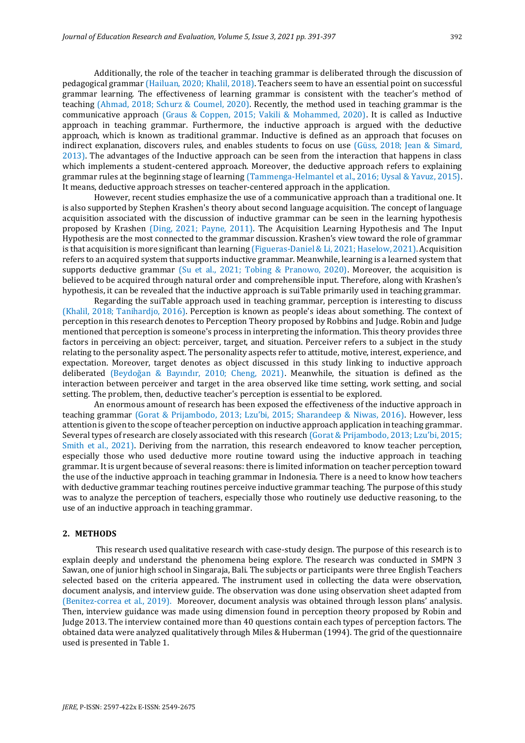Additionally, the role of the teacher in teaching grammar is deliberated through the discussion of pedagogical grammar (Hailuan, 2020; Khalil, 2018). Teachers seem to have an essential point on successful grammar learning. The effectiveness of learning grammar is consistent with the teacher's method of teaching (Ahmad, 2018; Schurz & Coumel, 2020). Recently, the method used in teaching grammar is the communicative approach (Graus & Coppen, 2015; Vakili & Mohammed, 2020). It is called as Inductive approach in teaching grammar. Furthermore, the inductive approach is argued with the deductive approach, which is known as traditional grammar. Inductive is defined as an approach that focuses on indirect explanation, discovers rules, and enables students to focus on use (Güss, 2018; Jean & Simard, 2013). The advantages of the Inductive approach can be seen from the interaction that happens in class which implements a student-centered approach. Moreover, the deductive approach refers to explaining grammar rules at the beginning stage of learning (Tammenga-Helmantel et al., 2016; Uysal & Yavuz, 2015). It means, deductive approach stresses on teacher-centered approach in the application.

However, recent studies emphasize the use of a communicative approach than a traditional one. It is also supported by Stephen Krashen's theory about second language acquisition. The concept of language acquisition associated with the discussion of inductive grammar can be seen in the learning hypothesis proposed by Krashen (Ding, 2021; Payne, 2011). The Acquisition Learning Hypothesis and The Input Hypothesis are the most connected to the grammar discussion. Krashen's view toward the role of grammar is that acquisition is more significant than learning (Figueras-Daniel & Li, 2021; Haselow, 2021). Acquisition refers to an acquired system that supports inductive grammar. Meanwhile, learning is a learned system that supports deductive grammar (Su et al., 2021; Tobing & Pranowo, 2020). Moreover, the acquisition is believed to be acquired through natural order and comprehensible input. Therefore, along with Krashen's hypothesis, it can be revealed that the inductive approach is suiTable primarily used in teaching grammar.

Regarding the suiTable approach used in teaching grammar, perception is interesting to discuss (Khalil, 2018; Tanihardjo, 2016). Perception is known as people's ideas about something. The context of perception in this research denotes to Perception Theory proposed by Robbins and Judge. Robin and Judge mentioned that perception is someone's process in interpreting the information. This theory provides three factors in perceiving an object: perceiver, target, and situation. Perceiver refers to a subject in the study relating to the personality aspect. The personality aspects refer to attitude, motive, interest, experience, and expectation. Moreover, target denotes as object discussed in this study linking to inductive approach deliberated (Beydoğan & Bayındır, 2010; Cheng, 2021). Meanwhile, the situation is defined as the interaction between perceiver and target in the area observed like time setting, work setting, and social setting. The problem, then, deductive teacher's perception is essential to be explored.

An enormous amount of research has been exposed the effectiveness of the inductive approach in teaching grammar (Gorat & Prijambodo, 2013; Lzu'bi, 2015; Sharandeep & Niwas, 2016). However, less attention is given to the scope of teacher perception on inductive approach application in teaching grammar. Several types of research are closely associated with this research (Gorat & Prijambodo, 2013; Lzu'bi, 2015; Smith et al., 2021). Deriving from the narration, this research endeavored to know teacher perception, especially those who used deductive more routine toward using the inductive approach in teaching grammar. It is urgent because of several reasons: there is limited information on teacher perception toward the use of the inductive approach in teaching grammar in Indonesia. There is a need to know how teachers with deductive grammar teaching routines perceive inductive grammar teaching. The purpose of this study was to analyze the perception of teachers, especially those who routinely use deductive reasoning, to the use of an inductive approach in teaching grammar.

## 2. METHODS

This research used qualitative research with case-study design. The purpose of this research is to explain deeply and understand the phenomena being explore. The research was conducted in SMPN 3 Sawan, one of junior high school in Singaraja, Bali. The subjects or participants were three English Teachers selected based on the criteria appeared. The instrument used in collecting the data were observation, document analysis, and interview guide. The observation was done using observation sheet adapted from (Benitez-correa et al., 2019). Moreover, document analysis was obtained through lesson plans' analysis. Then, interview guidance was made using dimension found in perception theory proposed by Robin and Judge 2013. The interview contained more than 40 questions contain each types of perception factors. The obtained data were analyzed qualitatively through Miles & Huberman (1994). The grid of the questionnaire used is presented in Table 1.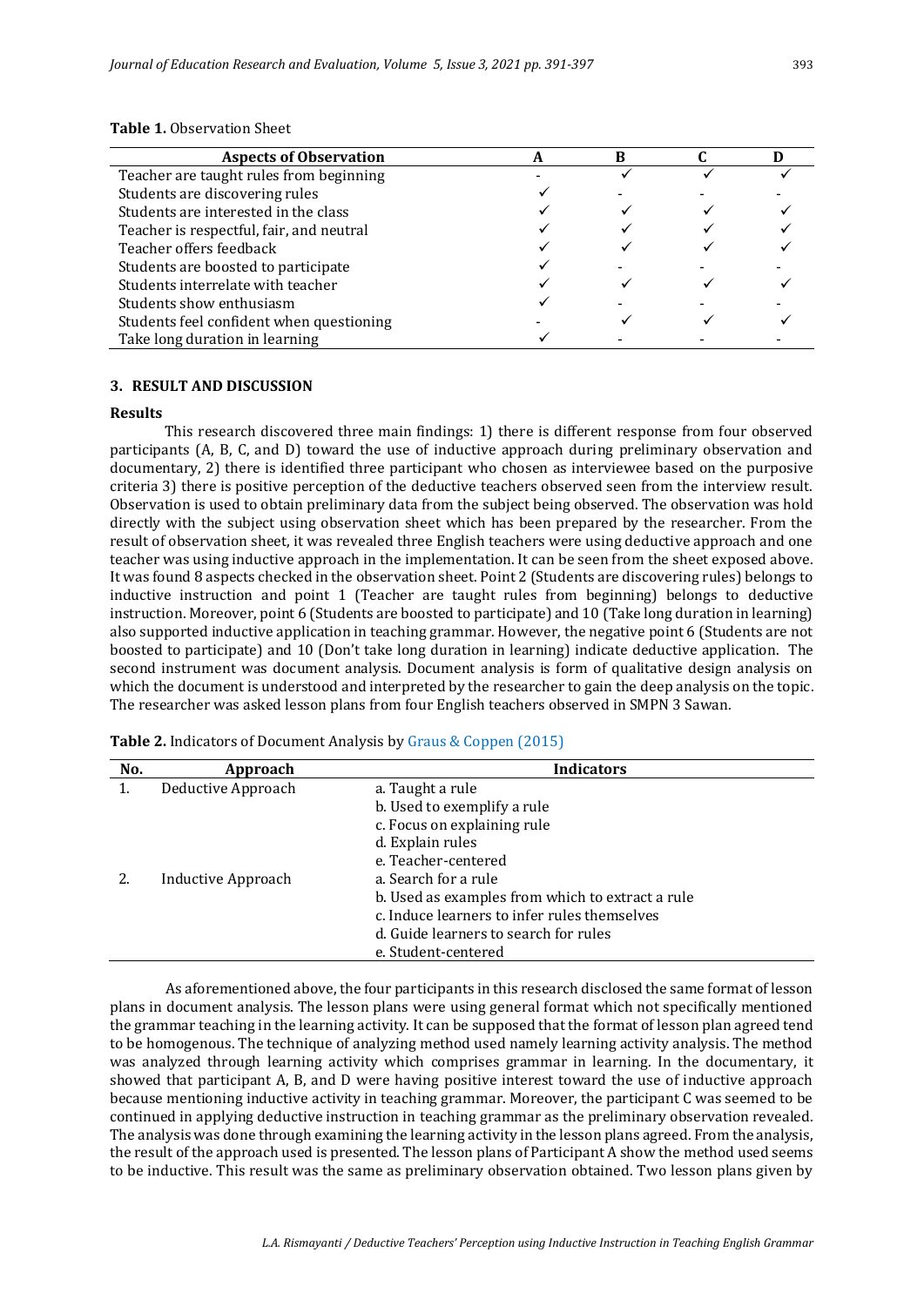**Table 1.** Observation Sheet

| Aspects of Observation | A | B | C | D |
|---|---|---|---|---|
| Teacher are taught rules from beginning | - | ✓ | ✓ | ✓ |
| Students are discovering rules | ✓ | - | - | - |
| Students are interested in the class | ✓ | ✓ | ✓ | ✓ |
| Teacher is respectful, fair, and neutral | ✓ | ✓ | ✓ | ✓ |
| Teacher offers feedback | ✓ | ✓ | ✓ | ✓ |
| Students are boosted to participate | ✓ | - | - | - |
| Students interrelate with teacher | ✓ | ✓ | ✓ | ✓ |
| Students show enthusiasm | ✓ | - | - | - |
| Students feel confident when questioning | - | ✓ | ✓ | ✓ |
| Take long duration in learning | ✓ | - | - | - |

## 3. RESULT AND DISCUSSION

### Results

This research discovered three main findings: 1) there is different response from four observed participants (A, B, C, and D) toward the use of inductive approach during preliminary observation and documentary, 2) there is identified three participant who chosen as interviewee based on the purposive criteria 3) there is positive perception of the deductive teachers observed seen from the interview result. Observation is used to obtain preliminary data from the subject being observed. The observation was hold directly with the subject using observation sheet which has been prepared by the researcher. From the result of observation sheet, it was revealed three English teachers were using deductive approach and one teacher was using inductive approach in the implementation. It can be seen from the sheet exposed above. It was found 8 aspects checked in the observation sheet. Point 2 (Students are discovering rules) belongs to inductive instruction and point 1 (Teacher are taught rules from beginning) belongs to deductive instruction. Moreover, point 6 (Students are boosted to participate) and 10 (Take long duration in learning) also supported inductive application in teaching grammar. However, the negative point 6 (Students are not boosted to participate) and 10 (Don't take long duration in learning) indicate deductive application. The second instrument was document analysis. Document analysis is form of qualitative design analysis on which the document is understood and interpreted by the researcher to gain the deep analysis on the topic. The researcher was asked lesson plans from four English teachers observed in SMPN 3 Sawan.

**Table 2.** Indicators of Document Analysis by Graus & Coppen (2015)

| No. | Approach | Indicators |
|---|---|---|
| 1. | Deductive Approach | a. Taught a rule |
| | | b. Used to exemplify a rule |
| | | c. Focus on explaining rule |
| | | d. Explain rules |
| | | e. Teacher-centered |
| 2. | Inductive Approach | a. Search for a rule |
| | | b. Used as examples from which to extract a rule |
| | | c. Induce learners to infer rules themselves |
| | | d. Guide learners to search for rules |
| | | e. Student-centered |

As aforementioned above, the four participants in this research disclosed the same format of lesson plans in document analysis. The lesson plans were using general format which not specifically mentioned the grammar teaching in the learning activity. It can be supposed that the format of lesson plan agreed tend to be homogenous. The technique of analyzing method used namely learning activity analysis. The method was analyzed through learning activity which comprises grammar in learning. In the documentary, it showed that participant A, B, and D were having positive interest toward the use of inductive approach because mentioning inductive activity in teaching grammar. Moreover, the participant C was seemed to be continued in applying deductive instruction in teaching grammar as the preliminary observation revealed. The analysis was done through examining the learning activity in the lesson plans agreed. From the analysis, the result of the approach used is presented. The lesson plans of Participant A show the method used seems to be inductive. This result was the same as preliminary observation obtained. Two lesson plans given by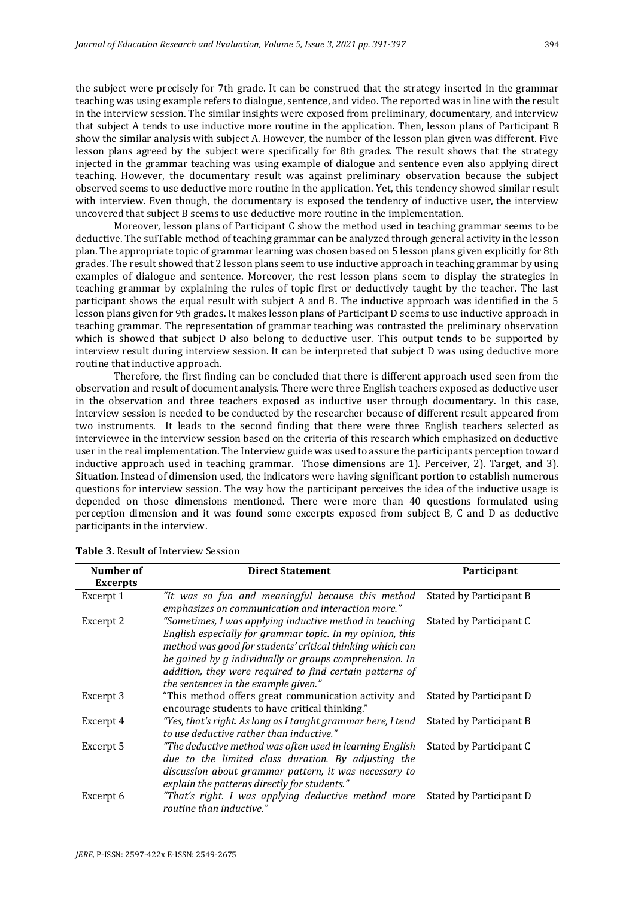the subject were precisely for 7th grade. It can be construed that the strategy inserted in the grammar teaching was using example refers to dialogue, sentence, and video. The reported was in line with the result in the interview session. The similar insights were exposed from preliminary, documentary, and interview that subject A tends to use inductive more routine in the application. Then, lesson plans of Participant B show the similar analysis with subject A. However, the number of the lesson plan given was different. Five lesson plans agreed by the subject were specifically for 8th grades. The result shows that the strategy injected in the grammar teaching was using example of dialogue and sentence even also applying direct teaching. However, the documentary result was against preliminary observation because the subject observed seems to use deductive more routine in the application. Yet, this tendency showed similar result with interview. Even though, the documentary is exposed the tendency of inductive user, the interview uncovered that subject B seems to use deductive more routine in the implementation.

Moreover, lesson plans of Participant C show the method used in teaching grammar seems to be deductive. The suiTable method of teaching grammar can be analyzed through general activity in the lesson plan. The appropriate topic of grammar learning was chosen based on 5 lesson plans given explicitly for 8th grades. The result showed that 2 lesson plans seem to use inductive approach in teaching grammar by using examples of dialogue and sentence. Moreover, the rest lesson plans seem to display the strategies in teaching grammar by explaining the rules of topic first or deductively taught by the teacher. The last participant shows the equal result with subject A and B. The inductive approach was identified in the 5 lesson plans given for 9th grades. It makes lesson plans of Participant D seems to use inductive approach in teaching grammar. The representation of grammar teaching was contrasted the preliminary observation which is showed that subject D also belong to deductive user. This output tends to be supported by interview result during interview session. It can be interpreted that subject D was using deductive more routine that inductive approach.

Therefore, the first finding can be concluded that there is different approach used seen from the observation and result of document analysis. There were three English teachers exposed as deductive user in the observation and three teachers exposed as inductive user through documentary. In this case, interview session is needed to be conducted by the researcher because of different result appeared from two instruments. It leads to the second finding that there were three English teachers selected as interviewee in the interview session based on the criteria of this research which emphasized on deductive user in the real implementation. The Interview guide was used to assure the participants perception toward inductive approach used in teaching grammar. Those dimensions are 1). Perceiver, 2). Target, and 3). Situation. Instead of dimension used, the indicators were having significant portion to establish numerous questions for interview session. The way how the participant perceives the idea of the inductive usage is depended on those dimensions mentioned. There were more than 40 questions formulated using perception dimension and it was found some excerpts exposed from subject B, C and D as deductive participants in the interview.

**Table 3.** Result of Interview Session

| Number of Excerpts | Direct Statement | Participant |
|---|---|---|
| Excerpt 1 | *"It was so fun and meaningful because this method emphasizes on communication and interaction more."* | Stated by Participant B |
| Excerpt 2 | *"Sometimes, I was applying inductive method in teaching English especially for grammar topic. In my opinion, this method was good for students' critical thinking which can be gained by g individually or groups comprehension. In addition, they were required to find certain patterns of the sentences in the example given."* | Stated by Participant C |
| Excerpt 3 | "This method offers great communication activity and encourage students to have critical thinking." | Stated by Participant D |
| Excerpt 4 | *"Yes, that's right. As long as I taught grammar here, I tend to use deductive rather than inductive."* | Stated by Participant B |
| Excerpt 5 | *"The deductive method was often used in learning English due to the limited class duration. By adjusting the discussion about grammar pattern, it was necessary to explain the patterns directly for students."* | Stated by Participant C |
| Excerpt 6 | *"That's right. I was applying deductive method more routine than inductive."* | Stated by Participant D |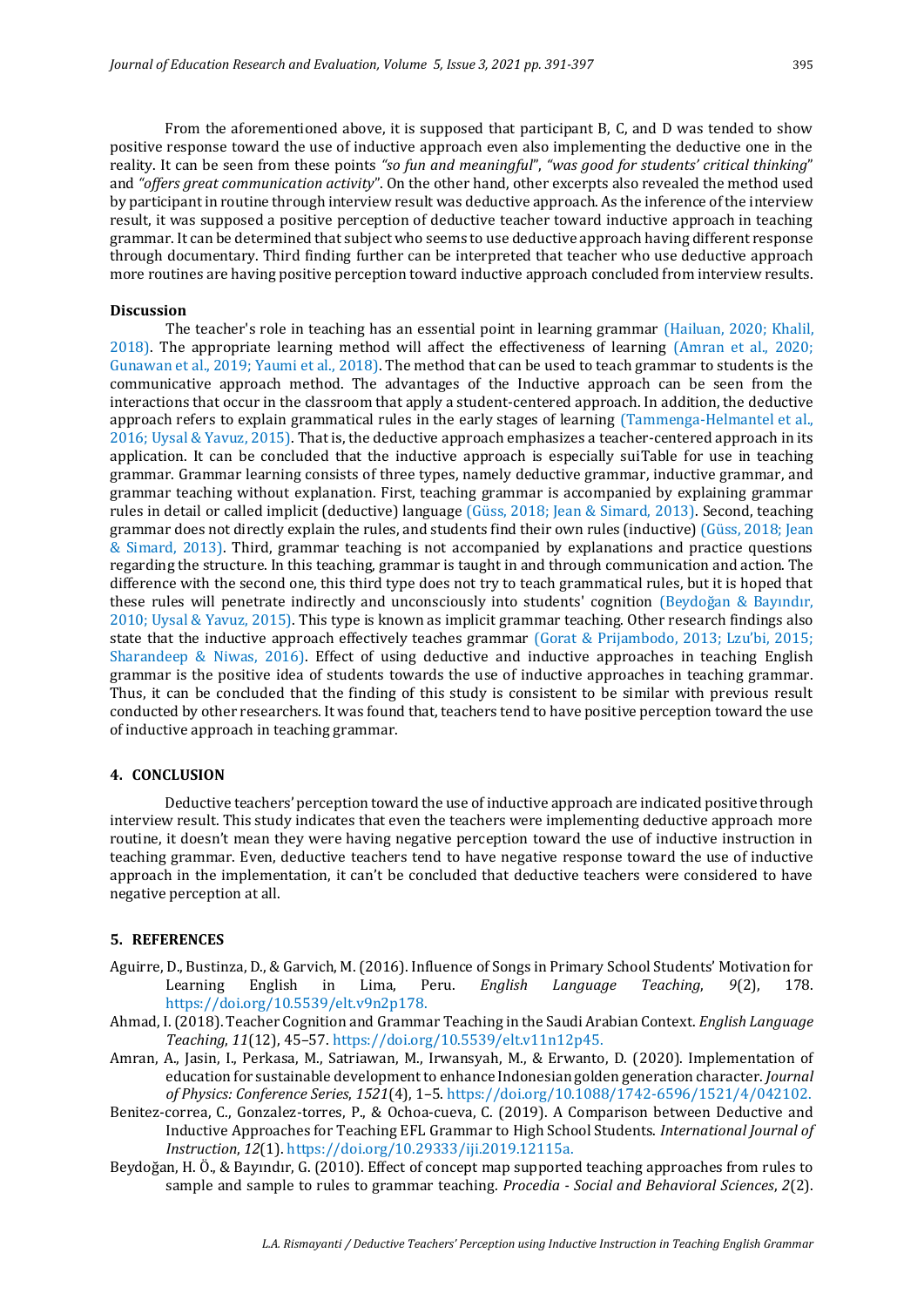From the aforementioned above, it is supposed that participant B, C, and D was tended to show positive response toward the use of inductive approach even also implementing the deductive one in the reality. It can be seen from these points *"so fun and meaningful"*, *"was good for students' critical thinking"* and *"offers great communication activity"*. On the other hand, other excerpts also revealed the method used by participant in routine through interview result was deductive approach. As the inference of the interview result, it was supposed a positive perception of deductive teacher toward inductive approach in teaching grammar. It can be determined that subject who seems to use deductive approach having different response through documentary. Third finding further can be interpreted that teacher who use deductive approach more routines are having positive perception toward inductive approach concluded from interview results.

**Discussion**

The teacher's role in teaching has an essential point in learning grammar (Hailuan, 2020; Khalil, 2018). The appropriate learning method will affect the effectiveness of learning (Amran et al., 2020; Gunawan et al., 2019; Yaumi et al., 2018). The method that can be used to teach grammar to students is the communicative approach method. The advantages of the Inductive approach can be seen from the interactions that occur in the classroom that apply a student-centered approach. In addition, the deductive approach refers to explain grammatical rules in the early stages of learning (Tammenga-Helmantel et al., 2016; Uysal & Yavuz, 2015). That is, the deductive approach emphasizes a teacher-centered approach in its application. It can be concluded that the inductive approach is especially suiTable for use in teaching grammar. Grammar learning consists of three types, namely deductive grammar, inductive grammar, and grammar teaching without explanation. First, teaching grammar is accompanied by explaining grammar rules in detail or called implicit (deductive) language (Güss, 2018; Jean & Simard, 2013). Second, teaching grammar does not directly explain the rules, and students find their own rules (inductive) (Güss, 2018; Jean & Simard, 2013). Third, grammar teaching is not accompanied by explanations and practice questions regarding the structure. In this teaching, grammar is taught in and through communication and action. The difference with the second one, this third type does not try to teach grammatical rules, but it is hoped that these rules will penetrate indirectly and unconsciously into students' cognition (Beydoğan & Bayındır, 2010; Uysal & Yavuz, 2015). This type is known as implicit grammar teaching. Other research findings also state that the inductive approach effectively teaches grammar (Gorat & Prijambodo, 2013; Lzu'bi, 2015; Sharandeep & Niwas, 2016). Effect of using deductive and inductive approaches in teaching English grammar is the positive idea of students towards the use of inductive approaches in teaching grammar. Thus, it can be concluded that the finding of this study is consistent to be similar with previous result conducted by other researchers. It was found that, teachers tend to have positive perception toward the use of inductive approach in teaching grammar.

## 4. CONCLUSION

Deductive teachers' perception toward the use of inductive approach are indicated positive through interview result. This study indicates that even the teachers were implementing deductive approach more routine, it doesn't mean they were having negative perception toward the use of inductive instruction in teaching grammar. Even, deductive teachers tend to have negative response toward the use of inductive approach in the implementation, it can't be concluded that deductive teachers were considered to have negative perception at all.

## 5. REFERENCES

Aguirre, D., Bustinza, D., & Garvich, M. (2016). Influence of Songs in Primary School Students' Motivation for Learning English in Lima, Peru. *English Language Teaching*, *9*(2), 178. https://doi.org/10.5539/elt.v9n2p178.

Ahmad, I. (2018). Teacher Cognition and Grammar Teaching in the Saudi Arabian Context. *English Language Teaching*, *11*(12), 45–57. https://doi.org/10.5539/elt.v11n12p45.

Amran, A., Jasin, I., Perkasa, M., Satriawan, M., Irwansyah, M., & Erwanto, D. (2020). Implementation of education for sustainable development to enhance Indonesian golden generation character. *Journal of Physics: Conference Series*, *1521*(4), 1–5. https://doi.org/10.1088/1742-6596/1521/4/042102.

Benitez-correa, C., Gonzalez-torres, P., & Ochoa-cueva, C. (2019). A Comparison between Deductive and Inductive Approaches for Teaching EFL Grammar to High School Students. *International Journal of Instruction*, *12*(1). https://doi.org/10.29333/iji.2019.12115a.

Beydoğan, H. Ö., & Bayındır, G. (2010). Effect of concept map supported teaching approaches from rules to sample and sample to rules to grammar teaching. *Procedia - Social and Behavioral Sciences*, *2*(2).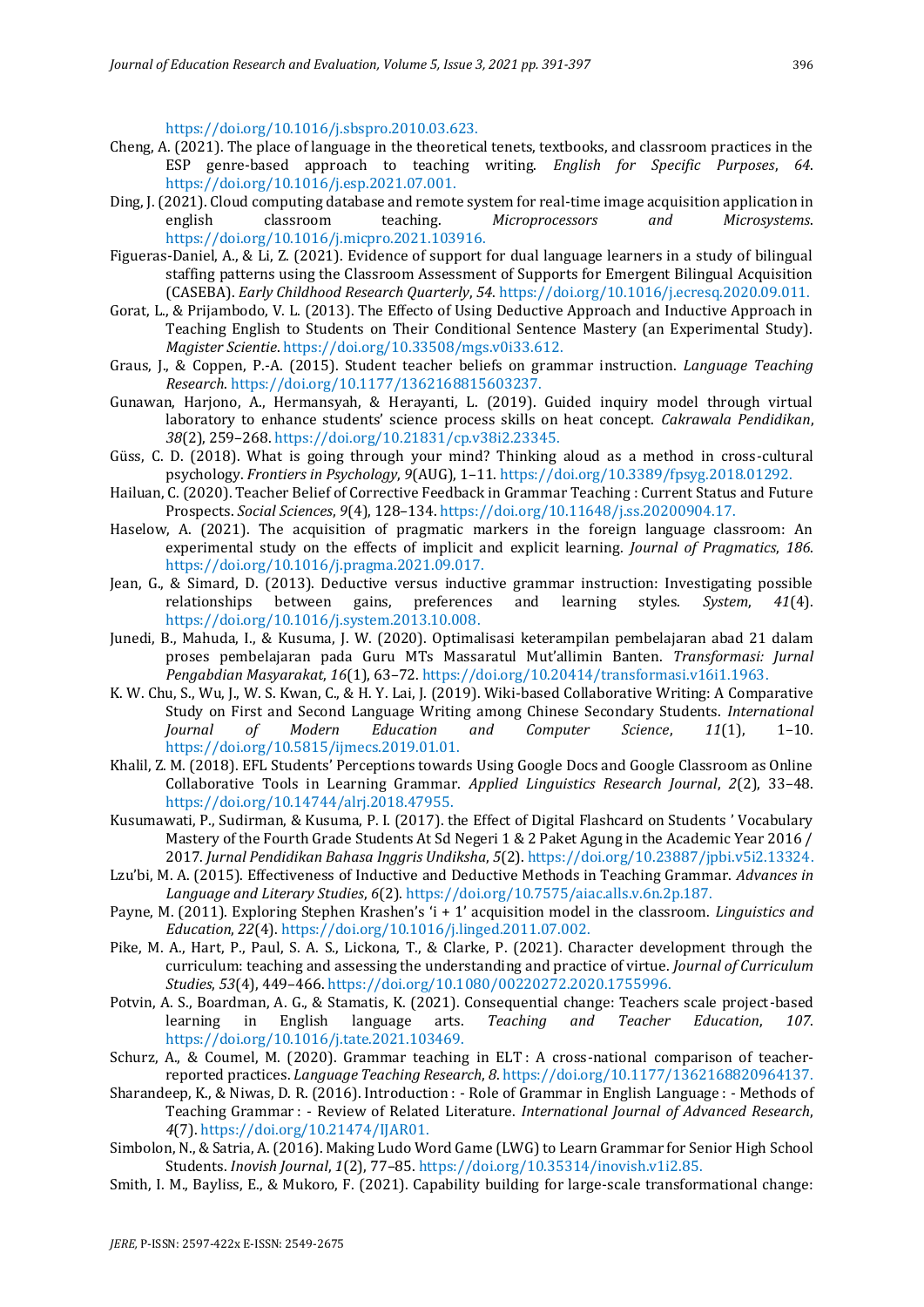https://doi.org/10.1016/j.sbspro.2010.03.623.

Cheng, A. (2021). The place of language in the theoretical tenets, textbooks, and classroom practices in the ESP genre-based approach to teaching writing. *English for Specific Purposes*, *64*. https://doi.org/10.1016/j.esp.2021.07.001.

Ding, J. (2021). Cloud computing database and remote system for real-time image acquisition application in english classroom teaching. *Microprocessors and Microsystems*. https://doi.org/10.1016/j.micpro.2021.103916.

Figueras-Daniel, A., & Li, Z. (2021). Evidence of support for dual language learners in a study of bilingual staffing patterns using the Classroom Assessment of Supports for Emergent Bilingual Acquisition (CASEBA). *Early Childhood Research Quarterly*, *54*. https://doi.org/10.1016/j.ecresq.2020.09.011.

Gorat, L., & Prijambodo, V. L. (2013). The Effecto of Using Deductive Approach and Inductive Approach in Teaching English to Students on Their Conditional Sentence Mastery (an Experimental Study). *Magister Scientie*. https://doi.org/10.33508/mgs.v0i33.612.

Graus, J., & Coppen, P.-A. (2015). Student teacher beliefs on grammar instruction. *Language Teaching Research*. https://doi.org/10.1177/1362168815603237.

Gunawan, Harjono, A., Hermansyah, & Herayanti, L. (2019). Guided inquiry model through virtual laboratory to enhance students' science process skills on heat concept. *Cakrawala Pendidikan*, *38*(2), 259–268. https://doi.org/10.21831/cp.v38i2.23345.

Güss, C. D. (2018). What is going through your mind? Thinking aloud as a method in cross-cultural psychology. *Frontiers in Psychology*, *9*(AUG), 1–11. https://doi.org/10.3389/fpsyg.2018.01292.

Hailuan, C. (2020). Teacher Belief of Corrective Feedback in Grammar Teaching : Current Status and Future Prospects. *Social Sciences*, *9*(4), 128–134. https://doi.org/10.11648/j.ss.20200904.17.

Haselow, A. (2021). The acquisition of pragmatic markers in the foreign language classroom: An experimental study on the effects of implicit and explicit learning. *Journal of Pragmatics*, *186*. https://doi.org/10.1016/j.pragma.2021.09.017.

Jean, G., & Simard, D. (2013). Deductive versus inductive grammar instruction: Investigating possible relationships between gains, preferences and learning styles. *System*, *41*(4). https://doi.org/10.1016/j.system.2013.10.008.

Junedi, B., Mahuda, I., & Kusuma, J. W. (2020). Optimalisasi keterampilan pembelajaran abad 21 dalam proses pembelajaran pada Guru MTs Massaratul Mut'allimin Banten. *Transformasi: Jurnal Pengabdian Masyarakat*, *16*(1), 63–72. https://doi.org/10.20414/transformasi.v16i1.1963.

K. W. Chu, S., Wu, J., W. S. Kwan, C., & H. Y. Lai, J. (2019). Wiki-based Collaborative Writing: A Comparative Study on First and Second Language Writing among Chinese Secondary Students. *International Journal of Modern Education and Computer Science*, *11*(1), 1–10. https://doi.org/10.5815/ijmecs.2019.01.01.

Khalil, Z. M. (2018). EFL Students' Perceptions towards Using Google Docs and Google Classroom as Online Collaborative Tools in Learning Grammar. *Applied Linguistics Research Journal*, *2*(2), 33–48. https://doi.org/10.14744/alrj.2018.47955.

Kusumawati, P., Sudirman, & Kusuma, P. I. (2017). the Effect of Digital Flashcard on Students ' Vocabulary Mastery of the Fourth Grade Students At Sd Negeri 1 & 2 Paket Agung in the Academic Year 2016 / 2017. *Jurnal Pendidikan Bahasa Inggris Undiksha*, *5*(2). https://doi.org/10.23887/jpbi.v5i2.13324.

Lzu'bi, M. A. (2015). Effectiveness of Inductive and Deductive Methods in Teaching Grammar. *Advances in Language and Literary Studies*, *6*(2). https://doi.org/10.7575/aiac.alls.v.6n.2p.187.

Payne, M. (2011). Exploring Stephen Krashen's 'i + 1' acquisition model in the classroom. *Linguistics and Education*, *22*(4). https://doi.org/10.1016/j.linged.2011.07.002.

Pike, M. A., Hart, P., Paul, S. A. S., Lickona, T., & Clarke, P. (2021). Character development through the curriculum: teaching and assessing the understanding and practice of virtue. *Journal of Curriculum Studies*, *53*(4), 449–466. https://doi.org/10.1080/00220272.2020.1755996.

Potvin, A. S., Boardman, A. G., & Stamatis, K. (2021). Consequential change: Teachers scale project-based learning in English language arts. *Teaching and Teacher Education*, *107*. https://doi.org/10.1016/j.tate.2021.103469.

Schurz, A., & Coumel, M. (2020). Grammar teaching in ELT : A cross-national comparison of teacher-reported practices. *Language Teaching Research*, *8*. https://doi.org/10.1177/1362168820964137.

Sharandeep, K., & Niwas, D. R. (2016). Introduction : - Role of Grammar in English Language : - Methods of Teaching Grammar : - Review of Related Literature. *International Journal of Advanced Research*, *4*(7). https://doi.org/10.21474/IJAR01.

Simbolon, N., & Satria, A. (2016). Making Ludo Word Game (LWG) to Learn Grammar for Senior High School Students. *Inovish Journal*, *1*(2), 77–85. https://doi.org/10.35314/inovish.v1i2.85.

Smith, I. M., Bayliss, E., & Mukoro, F. (2021). Capability building for large-scale transformational change: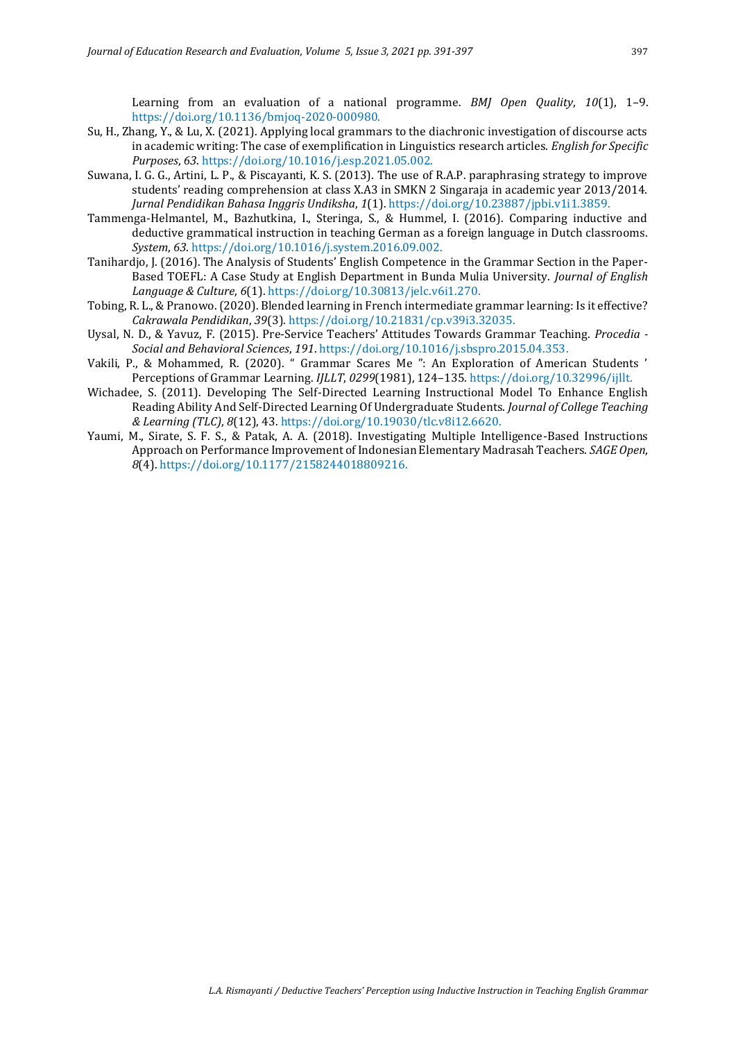Learning from an evaluation of a national programme. *BMJ Open Quality*, *10*(1), 1–9. https://doi.org/10.1136/bmjoq-2020-000980.

Su, H., Zhang, Y., & Lu, X. (2021). Applying local grammars to the diachronic investigation of discourse acts in academic writing: The case of exemplification in Linguistics research articles. *English for Specific Purposes*, *63*. https://doi.org/10.1016/j.esp.2021.05.002.

Suwana, I. G. G., Artini, L. P., & Piscayanti, K. S. (2013). The use of R.A.P. paraphrasing strategy to improve students' reading comprehension at class X.A3 in SMKN 2 Singaraja in academic year 2013/2014. *Jurnal Pendidikan Bahasa Inggris Undiksha*, *1*(1). https://doi.org/10.23887/jpbi.v1i1.3859.

Tammenga-Helmantel, M., Bazhutkina, I., Steringa, S., & Hummel, I. (2016). Comparing inductive and deductive grammatical instruction in teaching German as a foreign language in Dutch classrooms. *System*, *63*. https://doi.org/10.1016/j.system.2016.09.002.

Tanihardjo, J. (2016). The Analysis of Students' English Competence in the Grammar Section in the Paper-Based TOEFL: A Case Study at English Department in Bunda Mulia University. *Journal of English Language & Culture*, *6*(1). https://doi.org/10.30813/jelc.v6i1.270.

Tobing, R. L., & Pranowo. (2020). Blended learning in French intermediate grammar learning: Is it effective? *Cakrawala Pendidikan*, *39*(3). https://doi.org/10.21831/cp.v39i3.32035.

Uysal, N. D., & Yavuz, F. (2015). Pre-Service Teachers' Attitudes Towards Grammar Teaching. *Procedia - Social and Behavioral Sciences*, *191*. https://doi.org/10.1016/j.sbspro.2015.04.353.

Vakili, P., & Mohammed, R. (2020). " Grammar Scares Me ": An Exploration of American Students ' Perceptions of Grammar Learning. *IJLLT*, *0299*(1981), 124–135. https://doi.org/10.32996/ijllt.

Wichadee, S. (2011). Developing The Self-Directed Learning Instructional Model To Enhance English Reading Ability And Self-Directed Learning Of Undergraduate Students. *Journal of College Teaching & Learning (TLC)*, *8*(12), 43. https://doi.org/10.19030/tlc.v8i12.6620.

Yaumi, M., Sirate, S. F. S., & Patak, A. A. (2018). Investigating Multiple Intelligence-Based Instructions Approach on Performance Improvement of Indonesian Elementary Madrasah Teachers. *SAGE Open*, *8*(4). https://doi.org/10.1177/2158244018809216.